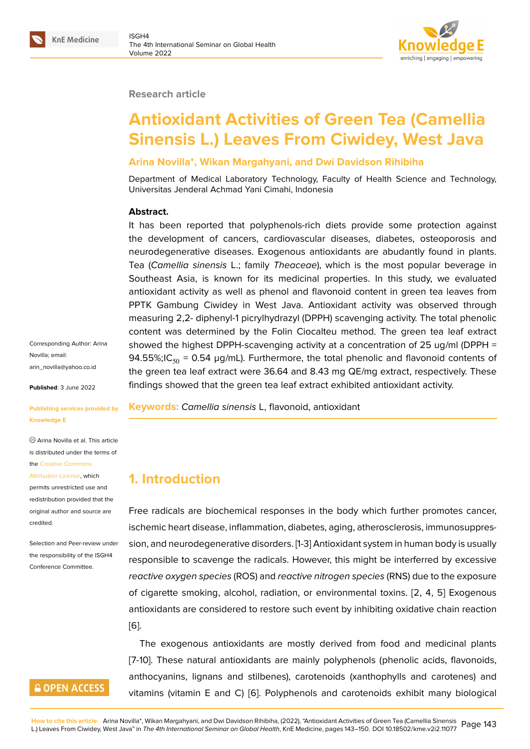Research article

# Antioxidant Activities of Green Tea (Camellia Sinensis L.) Leaves From Ciwidey, West Java

**Arina Novilla*, Wikan Margahyani, and Dwi Davidson Rihibiha**

Department of Medical Laboratory Technology, Faculty of Health Science and Technology, Universitas Jenderal Achmad Yani Cimahi, Indonesia

Corresponding Author: Arina Novilla; email: arin_novilla@yahoo.co.id

**Published**: 3 June 2022

**Publishing services provided by Knowledge E**

Arina Novilla et al. This article is distributed under the terms of the Creative Commons Attribution License, which permits unrestricted use and redistribution provided that the original author and source are credited.

Selection and Peer-review under the responsibility of the ISGH4 Conference Committee.

**Abstract.**

It has been reported that polyphenols-rich diets provide some protection against the development of cancers, cardiovascular diseases, diabetes, osteoporosis and neurodegenerative diseases. Exogenous antioxidants are abudantly found in plants. Tea (*Camellia sinensis* L.; family *Theaceae*), which is the most popular beverage in Southeast Asia, is known for its medicinal properties. In this study, we evaluated antioxidant activity as well as phenol and flavonoid content in green tea leaves from PPTK Gambung Ciwidey in West Java. Antioxidant activity was observed through measuring 2,2- diphenyl-1 picrylhydrazyl (DPPH) scavenging activity. The total phenolic content was determined by the Folin Ciocalteu method. The green tea leaf extract showed the highest DPPH-scavenging activity at a concentration of 25 ug/ml (DPPH = 94.55%;$IC_{50}$ = 0.54 µg/mL). Furthermore, the total phenolic and flavonoid contents of the green tea leaf extract were 36.64 and 8.43 mg QE/mg extract, respectively. These findings showed that the green tea leaf extract exhibited antioxidant activity.

**Keywords:** *Camellia sinensis* L, flavonoid, antioxidant

## 1. Introduction

Free radicals are biochemical responses in the body which further promotes cancer, ischemic heart disease, inflammation, diabetes, aging, atherosclerosis, immunosuppression, and neurodegenerative disorders. [1-3] Antioxidant system in human body is usually responsible to scavenge the radicals. However, this might be interferred by excessive *reactive oxygen species* (ROS) and *reactive nitrogen species* (RNS) due to the exposure of cigarette smoking, alcohol, radiation, or environmental toxins. [2, 4, 5] Exogenous antioxidants are considered to restore such event by inhibiting oxidative chain reaction [6].

The exogenous antioxidants are mostly derived from food and medicinal plants [7-10]. These natural antioxidants are mainly polyphenols (phenolic acids, flavonoids, anthocyanins, lignans and stilbenes), carotenoids (xanthophylls and carotenes) and vitamins (vitamin E and C) [6]. Polyphenols and carotenoids exhibit many biological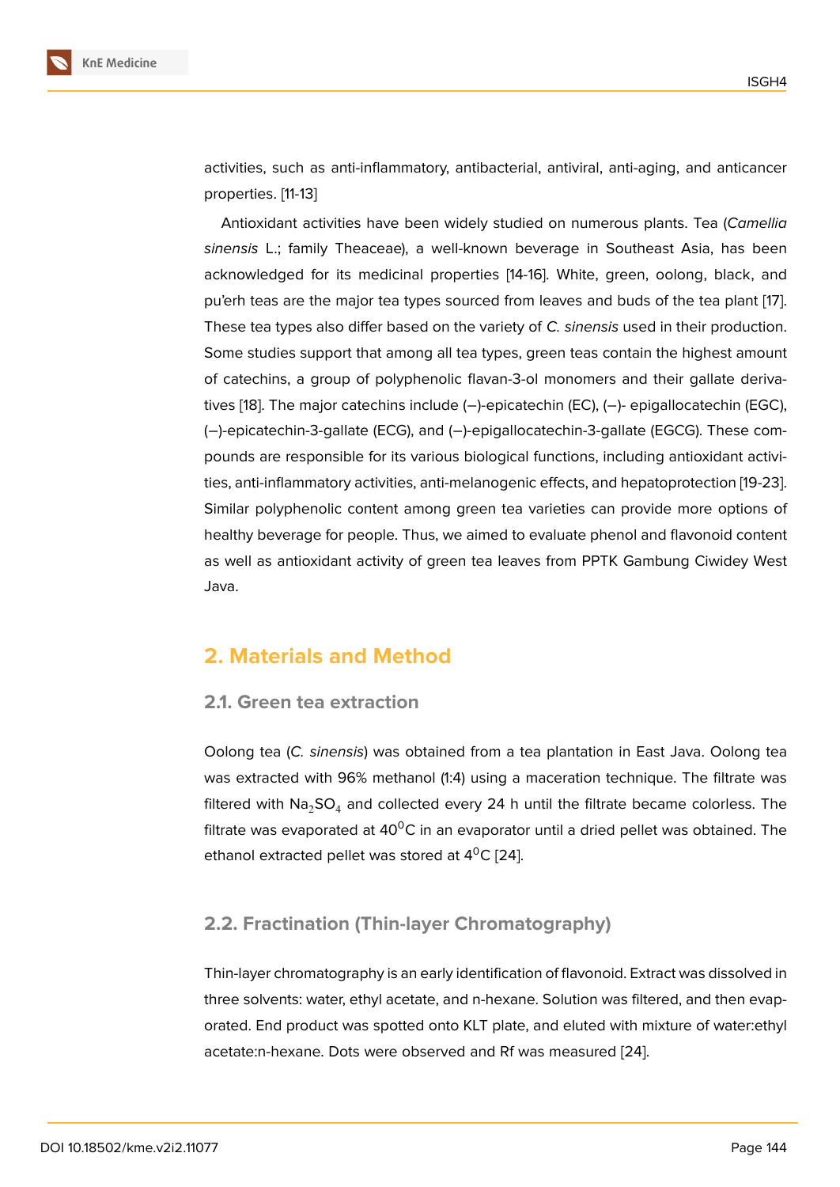activities, such as anti-inflammatory, antibacterial, antiviral, anti-aging, and anticancer properties. [11-13]

Antioxidant activities have been widely studied on numerous plants. Tea (*Camellia sinensis* L.; family Theaceae), a well-known beverage in Southeast Asia, has been acknowledged for its medicinal properties [14-16]. White, green, oolong, black, and pu'erh teas are the major tea types sourced from leaves and buds of the tea plant [17]. These tea types also differ based on the variety of *C. sinensis* used in their production. Some studies support that among all tea types, green teas contain the highest amount of catechins, a group of polyphenolic flavan-3-ol monomers and their gallate derivatives [18]. The major catechins include (−)-epicatechin (EC), (−)- epigallocatechin (EGC), (−)-epicatechin-3-gallate (ECG), and (−)-epigallocatechin-3-gallate (EGCG). These compounds are responsible for its various biological functions, including antioxidant activities, anti-inflammatory activities, anti-melanogenic effects, and hepatoprotection [19-23]. Similar polyphenolic content among green tea varieties can provide more options of healthy beverage for people. Thus, we aimed to evaluate phenol and flavonoid content as well as antioxidant activity of green tea leaves from PPTK Gambung Ciwidey West Java.

## 2. Materials and Method

### 2.1. Green tea extraction

Oolong tea (*C. sinensis*) was obtained from a tea plantation in East Java. Oolong tea was extracted with 96% methanol (1:4) using a maceration technique. The filtrate was filtered with $Na_2SO_4$ and collected every 24 h until the filtrate became colorless. The filtrate was evaporated at $40^0$C in an evaporator until a dried pellet was obtained. The ethanol extracted pellet was stored at $4^0$C [24].

### 2.2. Fractination (Thin-layer Chromatography)

Thin-layer chromatography is an early identification of flavonoid. Extract was dissolved in three solvents: water, ethyl acetate, and n-hexane. Solution was filtered, and then evaporated. End product was spotted onto KLT plate, and eluted with mixture of water:ethyl acetate:n-hexane. Dots were observed and Rf was measured [24].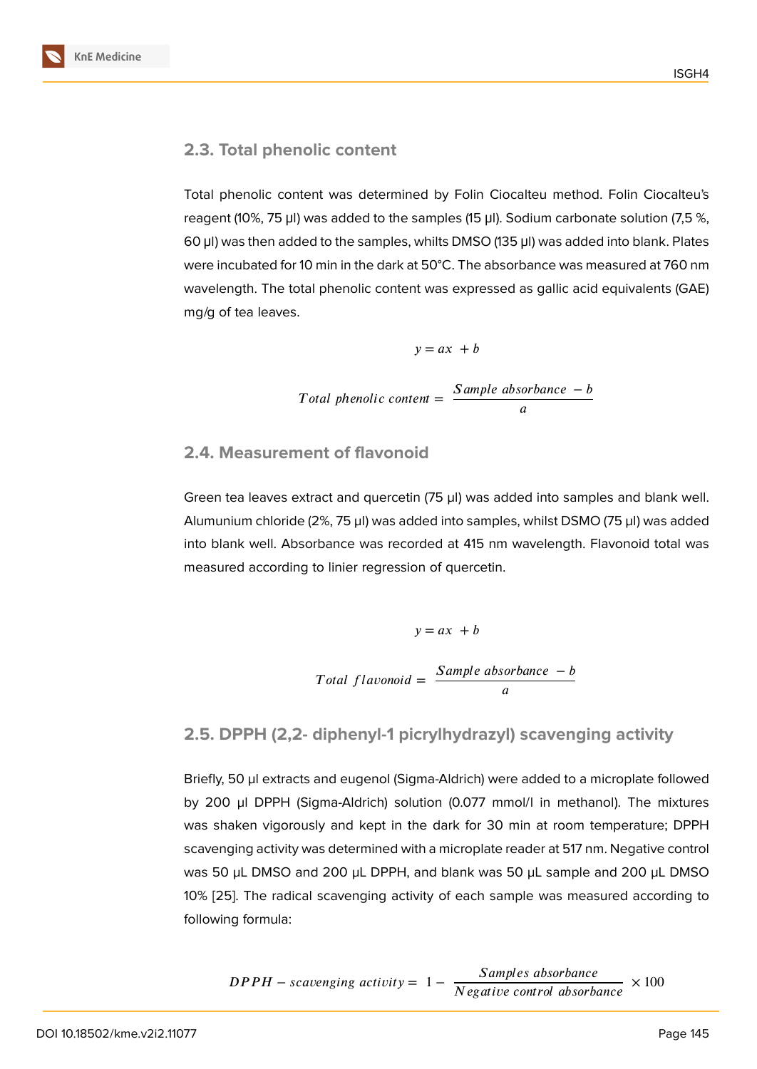## 2.3. Total phenolic content

Total phenolic content was determined by Folin Ciocalteu method. Folin Ciocalteu's reagent (10%, 75 µl) was added to the samples (15 µl). Sodium carbonate solution (7,5 %, 60 µl) was then added to the samples, whilts DMSO (135 µl) was added into blank. Plates were incubated for 10 min in the dark at 50°C. The absorbance was measured at 760 nm wavelength. The total phenolic content was expressed as gallic acid equivalents (GAE) mg/g of tea leaves.

$$y = ax + b$$

$$Total\ phenolic\ content = \frac{Sample\ absorbance\ - b}{a}$$

## 2.4. Measurement of flavonoid

Green tea leaves extract and quercetin (75 µl) was added into samples and blank well. Alumunium chloride (2%, 75 µl) was added into samples, whilst DSMO (75 µl) was added into blank well. Absorbance was recorded at 415 nm wavelength. Flavonoid total was measured according to linier regression of quercetin.

$$y = ax + b$$

$$Total\ flavonoid = \frac{Sample\ absorbance\ - b}{a}$$

## 2.5. DPPH (2,2- diphenyl-1 picrylhydrazyl) scavenging activity

Briefly, 50 µl extracts and eugenol (Sigma-Aldrich) were added to a microplate followed by 200 µl DPPH (Sigma-Aldrich) solution (0.077 mmol/l in methanol). The mixtures was shaken vigorously and kept in the dark for 30 min at room temperature; DPPH scavenging activity was determined with a microplate reader at 517 nm. Negative control was 50 µL DMSO and 200 µL DPPH, and blank was 50 µL sample and 200 µL DMSO 10% [25]. The radical scavenging activity of each sample was measured according to following formula:

$$DPPH - scavenging\ activity = 1 - \frac{Samples\ absorbance}{Negative\ control\ absorbance} \times 100$$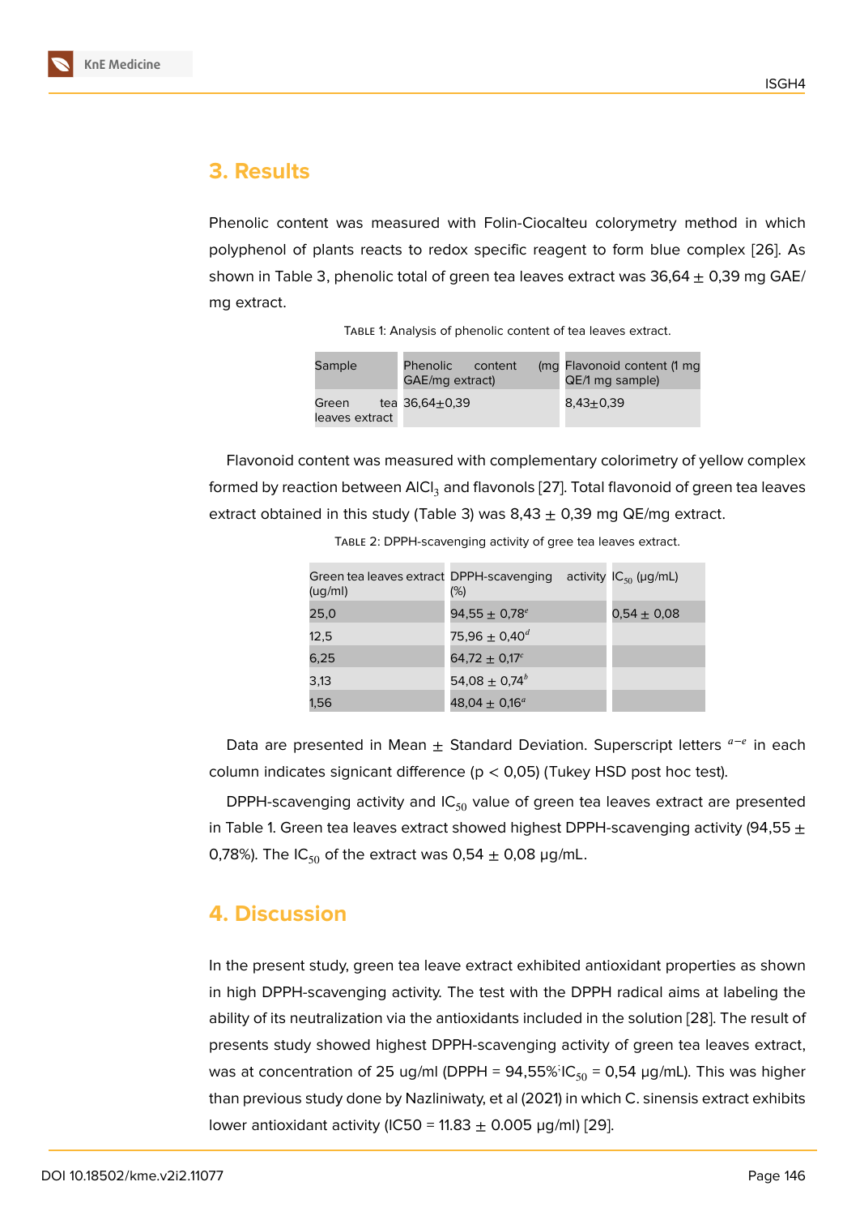## 3. Results

Phenolic content was measured with Folin-Ciocalteu colorymetry method in which polyphenol of plants reacts to redox specific reagent to form blue complex [26]. As shown in Table 3, phenolic total of green tea leaves extract was 36,64 ± 0,39 mg GAE/mg extract.

Table 1: Analysis of phenolic content of tea leaves extract.

| Sample | Phenolic content (mg GAE/mg extract) | Flavonoid content (1 mg QE/1 mg sample) |
|---|---|---|
| Green tea leaves extract | 36,64±0,39 | 8,43±0,39 |

Flavonoid content was measured with complementary colorimetry of yellow complex formed by reaction between $AlCl_3$ and flavonols [27]. Total flavonoid of green tea leaves extract obtained in this study (Table 3) was 8,43 ± 0,39 mg QE/mg extract.

Table 2: DPPH-scavenging activity of gree tea leaves extract.

| Green tea leaves extract (ug/ml) | DPPH-scavenging activity (%) | $IC_{50}$ (µg/mL) |
|---|---|---|
| 25,0 | 94,55 ± 0,78$^{e}$ | 0,54 ± 0,08 |
| 12,5 | 75,96 ± 0,40$^{d}$ | |
| 6,25 | 64,72 ± 0,17$^{c}$ | |
| 3,13 | 54,08 ± 0,74$^{b}$ | |
| 1,56 | 48,04 ± 0,16$^{a}$ | |

Data are presented in Mean ± Standard Deviation. Superscript letters $^{a-e}$ in each column indicates signicant difference ($p < 0,05$) (Tukey HSD post hoc test).

DPPH-scavenging activity and $IC_{50}$ value of green tea leaves extract are presented in Table 1. Green tea leaves extract showed highest DPPH-scavenging activity (94,55 ± 0,78%). The $IC_{50}$ of the extract was 0,54 ± 0,08 µg/mL.

## 4. Discussion

In the present study, green tea leave extract exhibited antioxidant properties as shown in high DPPH-scavenging activity. The test with the DPPH radical aims at labeling the ability of its neutralization via the antioxidants included in the solution [28]. The result of presents study showed highest DPPH-scavenging activity of green tea leaves extract, was at concentration of 25 ug/ml (DPPH = 94,55%; $IC_{50}$ = 0,54 µg/mL). This was higher than previous study done by Nazliniwaty, et al (2021) in which C. sinensis extract exhibits lower antioxidant activity (IC50 = 11.83 ± 0.005 µg/ml) [29].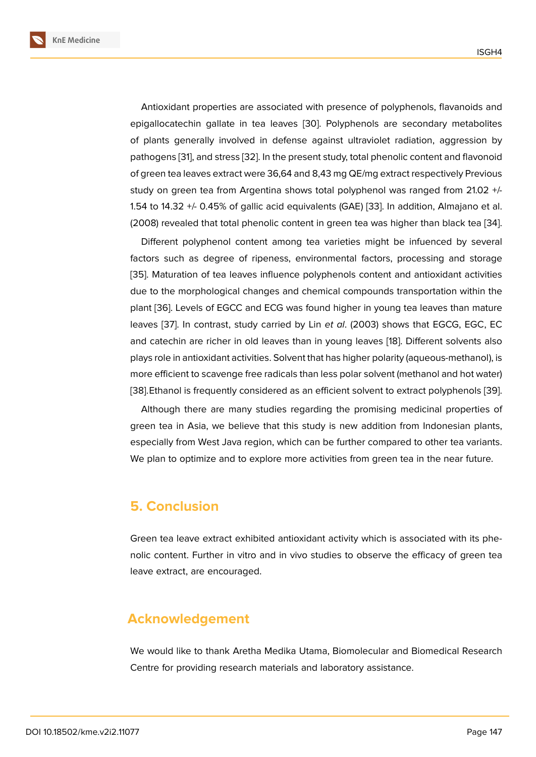Antioxidant properties are associated with presence of polyphenols, flavanoids and epigallocatechin gallate in tea leaves [30]. Polyphenols are secondary metabolites of plants generally involved in defense against ultraviolet radiation, aggression by pathogens [31], and stress [32]. In the present study, total phenolic content and flavonoid of green tea leaves extract were 36,64 and 8,43 mg QE/mg extract respectively Previous study on green tea from Argentina shows total polyphenol was ranged from 21.02 +/- 1.54 to 14.32 +/- 0.45% of gallic acid equivalents (GAE) [33]. In addition, Almajano et al. (2008) revealed that total phenolic content in green tea was higher than black tea [34].

Different polyphenol content among tea varieties might be infuenced by several factors such as degree of ripeness, environmental factors, processing and storage [35]. Maturation of tea leaves influence polyphenols content and antioxidant activities due to the morphological changes and chemical compounds transportation within the plant [36]. Levels of EGCC and ECG was found higher in young tea leaves than mature leaves [37]. In contrast, study carried by Lin *et al*. (2003) shows that EGCG, EGC, EC and catechin are richer in old leaves than in young leaves [18]. Different solvents also plays role in antioxidant activities. Solvent that has higher polarity (aqueous-methanol), is more efficient to scavenge free radicals than less polar solvent (methanol and hot water) [38].Ethanol is frequently considered as an efficient solvent to extract polyphenols [39].

Although there are many studies regarding the promising medicinal properties of green tea in Asia, we believe that this study is new addition from Indonesian plants, especially from West Java region, which can be further compared to other tea variants. We plan to optimize and to explore more activities from green tea in the near future.

## 5. Conclusion

Green tea leave extract exhibited antioxidant activity which is associated with its phenolic content. Further in vitro and in vivo studies to observe the efficacy of green tea leave extract, are encouraged.

## Acknowledgement

We would like to thank Aretha Medika Utama, Biomolecular and Biomedical Research Centre for providing research materials and laboratory assistance.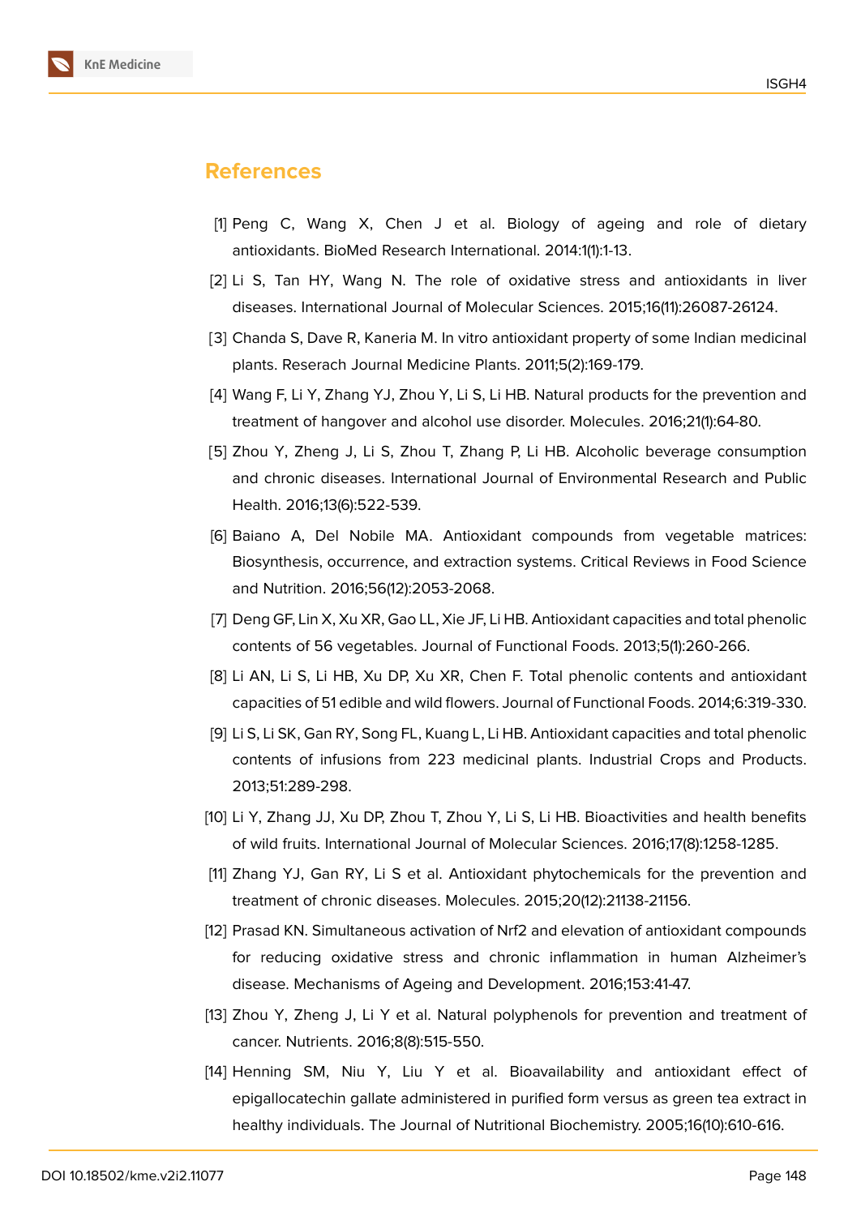## References

[1] Peng C, Wang X, Chen J et al. Biology of ageing and role of dietary antioxidants. BioMed Research International. 2014:1(1):1-13.

[2] Li S, Tan HY, Wang N. The role of oxidative stress and antioxidants in liver diseases. International Journal of Molecular Sciences. 2015;16(11):26087-26124.

[3] Chanda S, Dave R, Kaneria M. In vitro antioxidant property of some Indian medicinal plants. Reserach Journal Medicine Plants. 2011;5(2):169-179.

[4] Wang F, Li Y, Zhang YJ, Zhou Y, Li S, Li HB. Natural products for the prevention and treatment of hangover and alcohol use disorder. Molecules. 2016;21(1):64-80.

[5] Zhou Y, Zheng J, Li S, Zhou T, Zhang P, Li HB. Alcoholic beverage consumption and chronic diseases. International Journal of Environmental Research and Public Health. 2016;13(6):522-539.

[6] Baiano A, Del Nobile MA. Antioxidant compounds from vegetable matrices: Biosynthesis, occurrence, and extraction systems. Critical Reviews in Food Science and Nutrition. 2016;56(12):2053-2068.

[7] Deng GF, Lin X, Xu XR, Gao LL, Xie JF, Li HB. Antioxidant capacities and total phenolic contents of 56 vegetables. Journal of Functional Foods. 2013;5(1):260-266.

[8] Li AN, Li S, Li HB, Xu DP, Xu XR, Chen F. Total phenolic contents and antioxidant capacities of 51 edible and wild flowers. Journal of Functional Foods. 2014;6:319-330.

[9] Li S, Li SK, Gan RY, Song FL, Kuang L, Li HB. Antioxidant capacities and total phenolic contents of infusions from 223 medicinal plants. Industrial Crops and Products. 2013;51:289-298.

[10] Li Y, Zhang JJ, Xu DP, Zhou T, Zhou Y, Li S, Li HB. Bioactivities and health benefits of wild fruits. International Journal of Molecular Sciences. 2016;17(8):1258-1285.

[11] Zhang YJ, Gan RY, Li S et al. Antioxidant phytochemicals for the prevention and treatment of chronic diseases. Molecules. 2015;20(12):21138-21156.

[12] Prasad KN. Simultaneous activation of Nrf2 and elevation of antioxidant compounds for reducing oxidative stress and chronic inflammation in human Alzheimer's disease. Mechanisms of Ageing and Development. 2016;153:41-47.

[13] Zhou Y, Zheng J, Li Y et al. Natural polyphenols for prevention and treatment of cancer. Nutrients. 2016;8(8):515-550.

[14] Henning SM, Niu Y, Liu Y et al. Bioavailability and antioxidant effect of epigallocatechin gallate administered in purified form versus as green tea extract in healthy individuals. The Journal of Nutritional Biochemistry. 2005;16(10):610-616.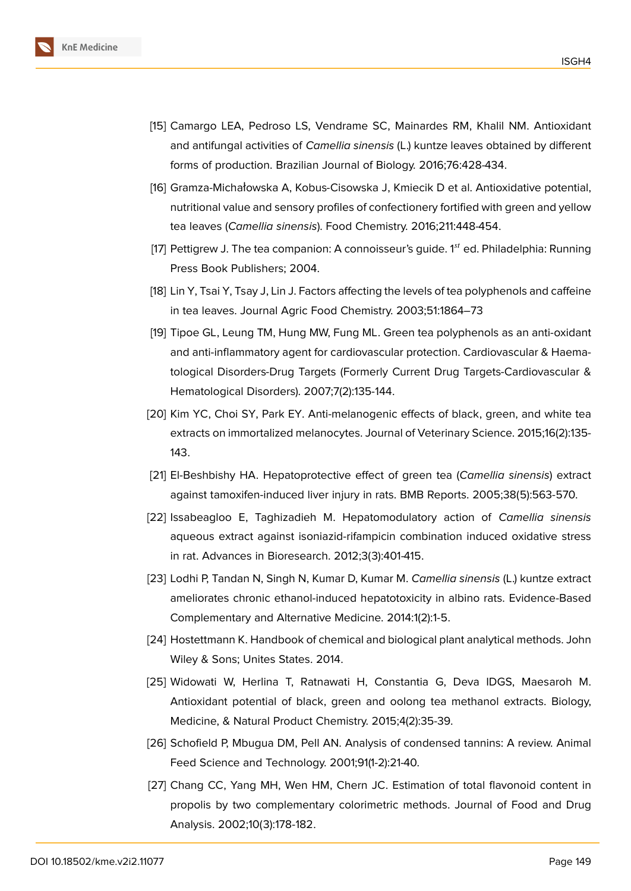[15] Camargo LEA, Pedroso LS, Vendrame SC, Mainardes RM, Khalil NM. Antioxidant and antifungal activities of *Camellia sinensis* (L.) kuntze leaves obtained by different forms of production. Brazilian Journal of Biology. 2016;76:428-434.

[16] Gramza-Michałowska A, Kobus-Cisowska J, Kmiecik D et al. Antioxidative potential, nutritional value and sensory profiles of confectionery fortified with green and yellow tea leaves (*Camellia sinensis*). Food Chemistry. 2016;211:448-454.

[17] Pettigrew J. The tea companion: A connoisseur's guide. 1st ed. Philadelphia: Running Press Book Publishers; 2004.

[18] Lin Y, Tsai Y, Tsay J, Lin J. Factors affecting the levels of tea polyphenols and caffeine in tea leaves. Journal Agric Food Chemistry. 2003;51:1864–73

[19] Tipoe GL, Leung TM, Hung MW, Fung ML. Green tea polyphenols as an anti-oxidant and anti-inflammatory agent for cardiovascular protection. Cardiovascular & Haematological Disorders-Drug Targets (Formerly Current Drug Targets-Cardiovascular & Hematological Disorders). 2007;7(2):135-144.

[20] Kim YC, Choi SY, Park EY. Anti-melanogenic effects of black, green, and white tea extracts on immortalized melanocytes. Journal of Veterinary Science. 2015;16(2):135-143.

[21] El-Beshbishy HA. Hepatoprotective effect of green tea (*Camellia sinensis*) extract against tamoxifen-induced liver injury in rats. BMB Reports. 2005;38(5):563-570.

[22] Issabeagloo E, Taghizadieh M. Hepatomodulatory action of *Camellia sinensis* aqueous extract against isoniazid-rifampicin combination induced oxidative stress in rat. Advances in Bioresearch. 2012;3(3):401-415.

[23] Lodhi P, Tandan N, Singh N, Kumar D, Kumar M. *Camellia sinensis* (L.) kuntze extract ameliorates chronic ethanol-induced hepatotoxicity in albino rats. Evidence-Based Complementary and Alternative Medicine. 2014:1(2):1-5.

[24] Hostettmann K. Handbook of chemical and biological plant analytical methods. John Wiley & Sons; Unites States. 2014.

[25] Widowati W, Herlina T, Ratnawati H, Constantia G, Deva IDGS, Maesaroh M. Antioxidant potential of black, green and oolong tea methanol extracts. Biology, Medicine, & Natural Product Chemistry. 2015;4(2):35-39.

[26] Schofield P, Mbugua DM, Pell AN. Analysis of condensed tannins: A review. Animal Feed Science and Technology. 2001;91(1-2):21-40.

[27] Chang CC, Yang MH, Wen HM, Chern JC. Estimation of total flavonoid content in propolis by two complementary colorimetric methods. Journal of Food and Drug Analysis. 2002;10(3):178-182.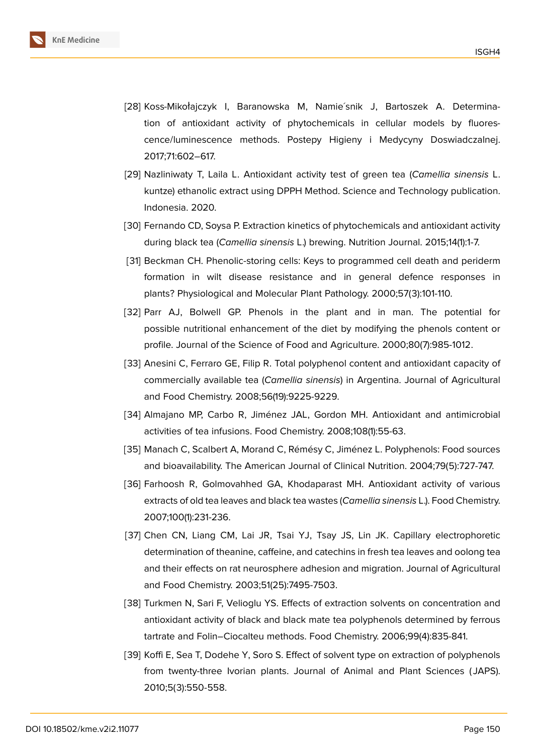[28] Koss-Mikołajczyk I, Baranowska M, Namie´snik J, Bartoszek A. Determination of antioxidant activity of phytochemicals in cellular models by fluorescence/luminescence methods. Postepy Higieny i Medycyny Doswiadczalnej. 2017;71:602–617.

[29] Nazliniwaty T, Laila L. Antioxidant activity test of green tea (*Camellia sinensis* L. kuntze) ethanolic extract using DPPH Method. Science and Technology publication. Indonesia. 2020.

[30] Fernando CD, Soysa P. Extraction kinetics of phytochemicals and antioxidant activity during black tea (*Camellia sinensis* L.) brewing. Nutrition Journal. 2015;14(1):1-7.

[31] Beckman CH. Phenolic-storing cells: Keys to programmed cell death and periderm formation in wilt disease resistance and in general defence responses in plants? Physiological and Molecular Plant Pathology. 2000;57(3):101-110.

[32] Parr AJ, Bolwell GP. Phenols in the plant and in man. The potential for possible nutritional enhancement of the diet by modifying the phenols content or profile. Journal of the Science of Food and Agriculture. 2000;80(7):985-1012.

[33] Anesini C, Ferraro GE, Filip R. Total polyphenol content and antioxidant capacity of commercially available tea (*Camellia sinensis*) in Argentina. Journal of Agricultural and Food Chemistry. 2008;56(19):9225-9229.

[34] Almajano MP, Carbo R, Jiménez JAL, Gordon MH. Antioxidant and antimicrobial activities of tea infusions. Food Chemistry. 2008;108(1):55-63.

[35] Manach C, Scalbert A, Morand C, Rémésy C, Jiménez L. Polyphenols: Food sources and bioavailability. The American Journal of Clinical Nutrition. 2004;79(5):727-747.

[36] Farhoosh R, Golmovahhed GA, Khodaparast MH. Antioxidant activity of various extracts of old tea leaves and black tea wastes (*Camellia sinensis* L.). Food Chemistry. 2007;100(1):231-236.

[37] Chen CN, Liang CM, Lai JR, Tsai YJ, Tsay JS, Lin JK. Capillary electrophoretic determination of theanine, caffeine, and catechins in fresh tea leaves and oolong tea and their effects on rat neurosphere adhesion and migration. Journal of Agricultural and Food Chemistry. 2003;51(25):7495-7503.

[38] Turkmen N, Sari F, Velioglu YS. Effects of extraction solvents on concentration and antioxidant activity of black and black mate tea polyphenols determined by ferrous tartrate and Folin–Ciocalteu methods. Food Chemistry. 2006;99(4):835-841.

[39] Koffi E, Sea T, Dodehe Y, Soro S. Effect of solvent type on extraction of polyphenols from twenty-three Ivorian plants. Journal of Animal and Plant Sciences (JAPS). 2010;5(3):550-558.